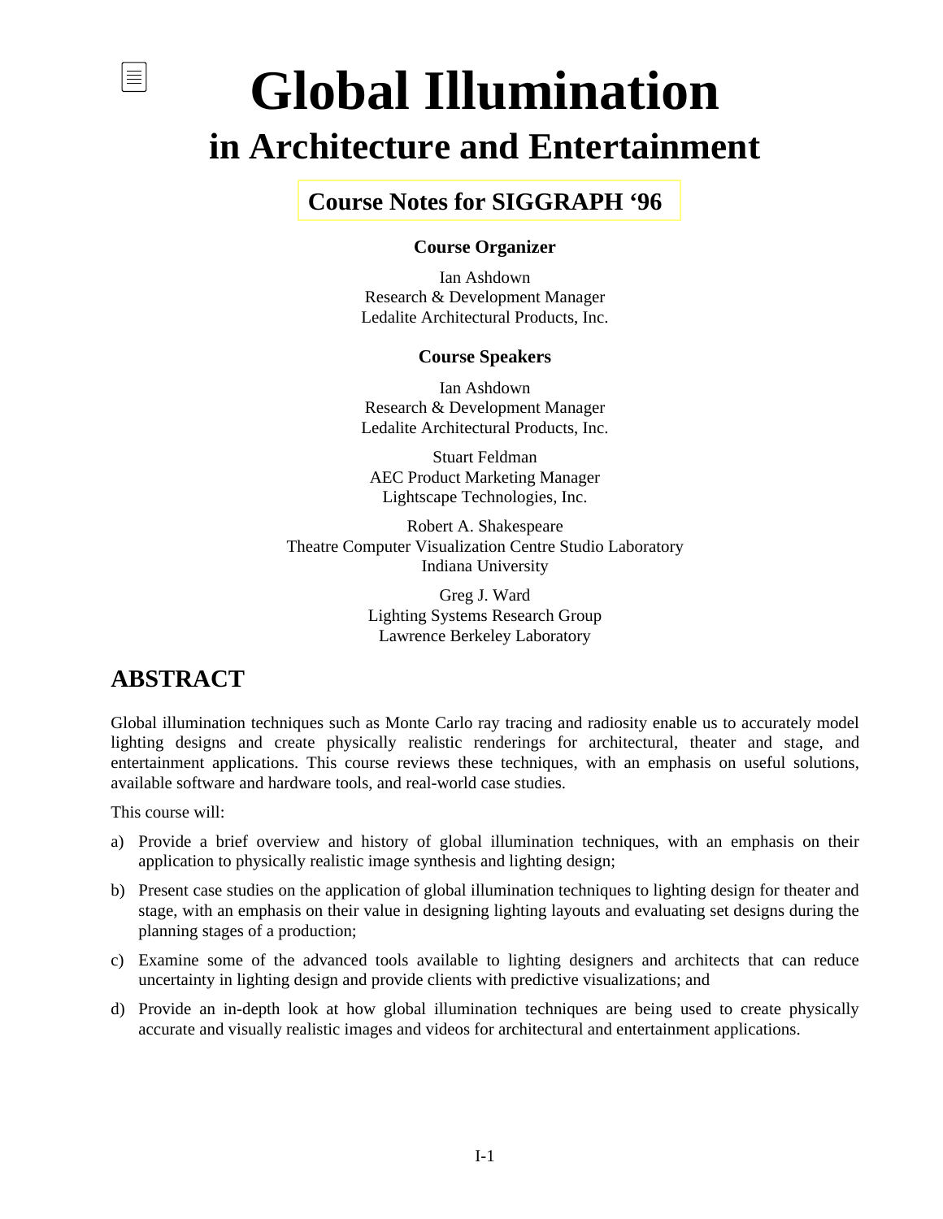# Global Illumination

## in Architecture and Entertainment

### Course Notes for SIGGRAPH '96

**Course Organizer**

Ian Ashdown
Research & Development Manager
Ledalite Architectural Products, Inc.

**Course Speakers**

Ian Ashdown
Research & Development Manager
Ledalite Architectural Products, Inc.

Stuart Feldman
AEC Product Marketing Manager
Lightscape Technologies, Inc.

Robert A. Shakespeare
Theatre Computer Visualization Centre Studio Laboratory
Indiana University

Greg J. Ward
Lighting Systems Research Group
Lawrence Berkeley Laboratory

## ABSTRACT

Global illumination techniques such as Monte Carlo ray tracing and radiosity enable us to accurately model lighting designs and create physically realistic renderings for architectural, theater and stage, and entertainment applications. This course reviews these techniques, with an emphasis on useful solutions, available software and hardware tools, and real-world case studies.

This course will:

a) Provide a brief overview and history of global illumination techniques, with an emphasis on their application to physically realistic image synthesis and lighting design;

b) Present case studies on the application of global illumination techniques to lighting design for theater and stage, with an emphasis on their value in designing lighting layouts and evaluating set designs during the planning stages of a production;

c) Examine some of the advanced tools available to lighting designers and architects that can reduce uncertainty in lighting design and provide clients with predictive visualizations; and

d) Provide an in-depth look at how global illumination techniques are being used to create physically accurate and visually realistic images and videos for architectural and entertainment applications.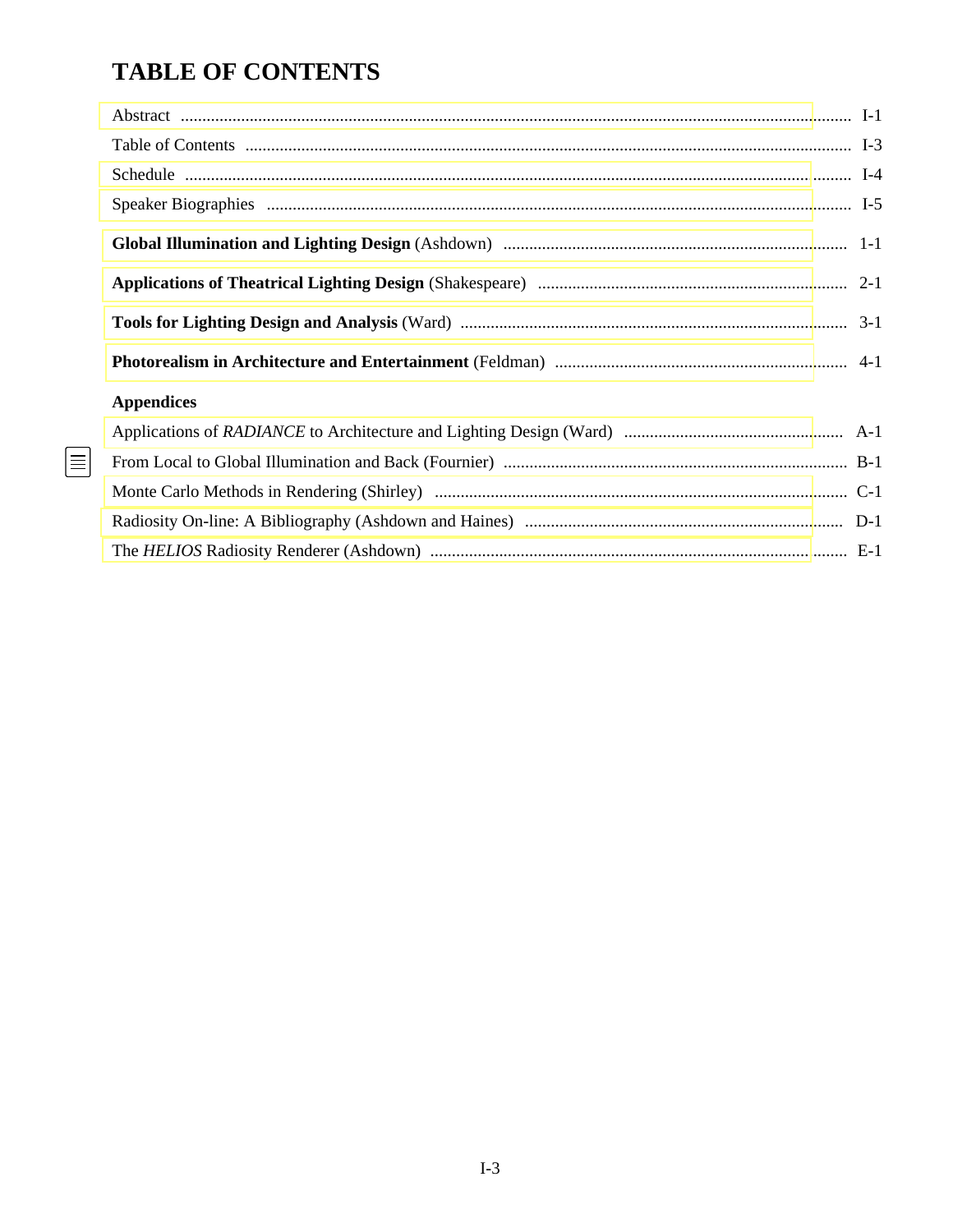# TABLE OF CONTENTS

| | |
|---|---|
| Abstract | I-1 |
| Table of Contents | I-3 |
| Schedule | I-4 |
| Speaker Biographies | I-5 |
| **Global Illumination and Lighting Design** (Ashdown) | 1-1 |
| **Applications of Theatrical Lighting Design** (Shakespeare) | 2-1 |
| **Tools for Lighting Design and Analysis** (Ward) | 3-1 |
| **Photorealism in Architecture and Entertainment** (Feldman) | 4-1 |
| **Appendices** | |
| Applications of *RADIANCE* to Architecture and Lighting Design (Ward) | A-1 |
| From Local to Global Illumination and Back (Fournier) | B-1 |
| Monte Carlo Methods in Rendering (Shirley) | C-1 |
| Radiosity On-line: A Bibliography (Ashdown and Haines) | D-1 |
| The *HELIOS* Radiosity Renderer (Ashdown) | E-1 |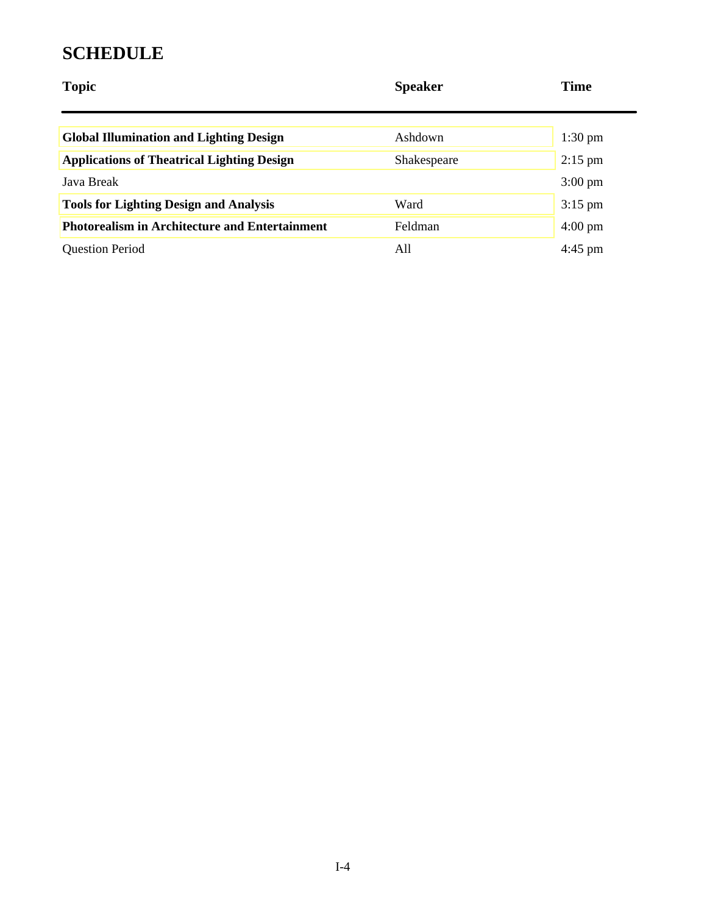# SCHEDULE

| Topic | Speaker | Time |
|---|---|---|
| **Global Illumination and Lighting Design** | Ashdown | 1:30 pm |
| **Applications of Theatrical Lighting Design** | Shakespeare | 2:15 pm |
| Java Break | | 3:00 pm |
| **Tools for Lighting Design and Analysis** | Ward | 3:15 pm |
| **Photorealism in Architecture and Entertainment** | Feldman | 4:00 pm |
| Question Period | All | 4:45 pm |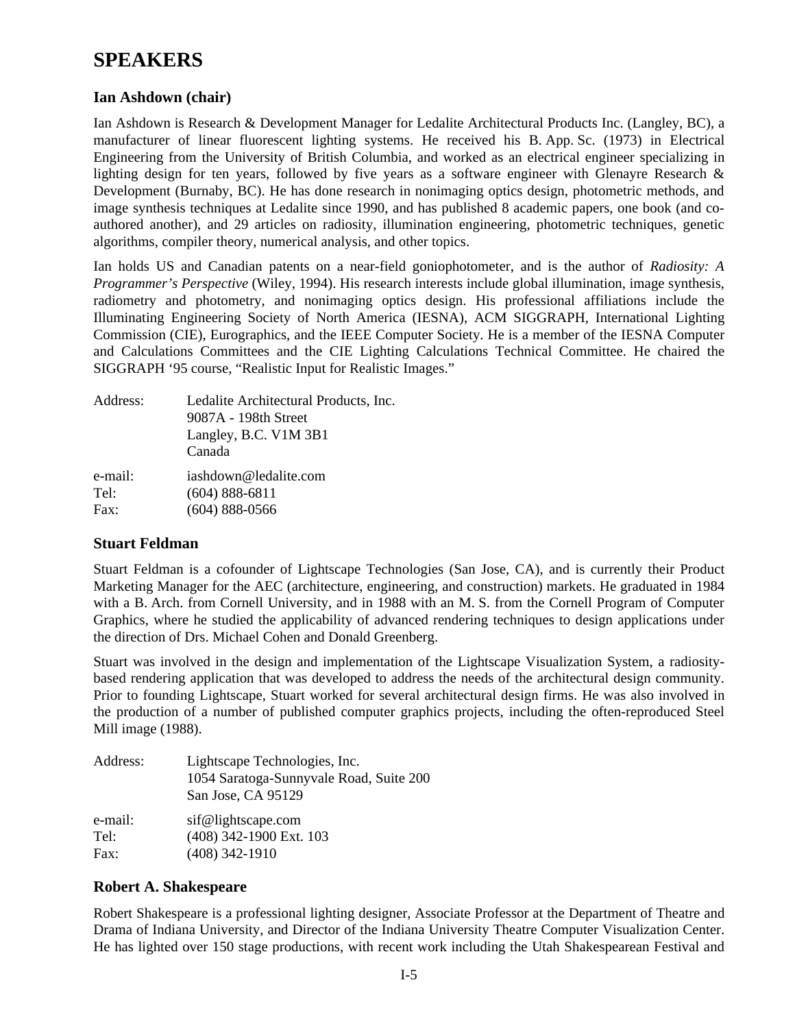# SPEAKERS

### Ian Ashdown (chair)

Ian Ashdown is Research & Development Manager for Ledalite Architectural Products Inc. (Langley, BC), a manufacturer of linear fluorescent lighting systems. He received his B. App. Sc. (1973) in Electrical Engineering from the University of British Columbia, and worked as an electrical engineer specializing in lighting design for ten years, followed by five years as a software engineer with Glenayre Research & Development (Burnaby, BC). He has done research in nonimaging optics design, photometric methods, and image synthesis techniques at Ledalite since 1990, and has published 8 academic papers, one book (and co-authored another), and 29 articles on radiosity, illumination engineering, photometric techniques, genetic algorithms, compiler theory, numerical analysis, and other topics.

Ian holds US and Canadian patents on a near-field goniophotometer, and is the author of *Radiosity: A Programmer's Perspective* (Wiley, 1994). His research interests include global illumination, image synthesis, radiometry and photometry, and nonimaging optics design. His professional affiliations include the Illuminating Engineering Society of North America (IESNA), ACM SIGGRAPH, International Lighting Commission (CIE), Eurographics, and the IEEE Computer Society. He is a member of the IESNA Computer and Calculations Committees and the CIE Lighting Calculations Technical Committee. He chaired the SIGGRAPH '95 course, "Realistic Input for Realistic Images."

Address: Ledalite Architectural Products, Inc.
9087A - 198th Street
Langley, B.C. V1M 3B1
Canada

e-mail: iashdown@ledalite.com
Tel: (604) 888-6811
Fax: (604) 888-0566

### Stuart Feldman

Stuart Feldman is a cofounder of Lightscape Technologies (San Jose, CA), and is currently their Product Marketing Manager for the AEC (architecture, engineering, and construction) markets. He graduated in 1984 with a B. Arch. from Cornell University, and in 1988 with an M. S. from the Cornell Program of Computer Graphics, where he studied the applicability of advanced rendering techniques to design applications under the direction of Drs. Michael Cohen and Donald Greenberg.

Stuart was involved in the design and implementation of the Lightscape Visualization System, a radiosity-based rendering application that was developed to address the needs of the architectural design community. Prior to founding Lightscape, Stuart worked for several architectural design firms. He was also involved in the production of a number of published computer graphics projects, including the often-reproduced Steel Mill image (1988).

Address: Lightscape Technologies, Inc.
1054 Saratoga-Sunnyvale Road, Suite 200
San Jose, CA 95129

e-mail: sif@lightscape.com
Tel: (408) 342-1900 Ext. 103
Fax: (408) 342-1910

### Robert A. Shakespeare

Robert Shakespeare is a professional lighting designer, Associate Professor at the Department of Theatre and Drama of Indiana University, and Director of the Indiana University Theatre Computer Visualization Center. He has lighted over 150 stage productions, with recent work including the Utah Shakespearean Festival and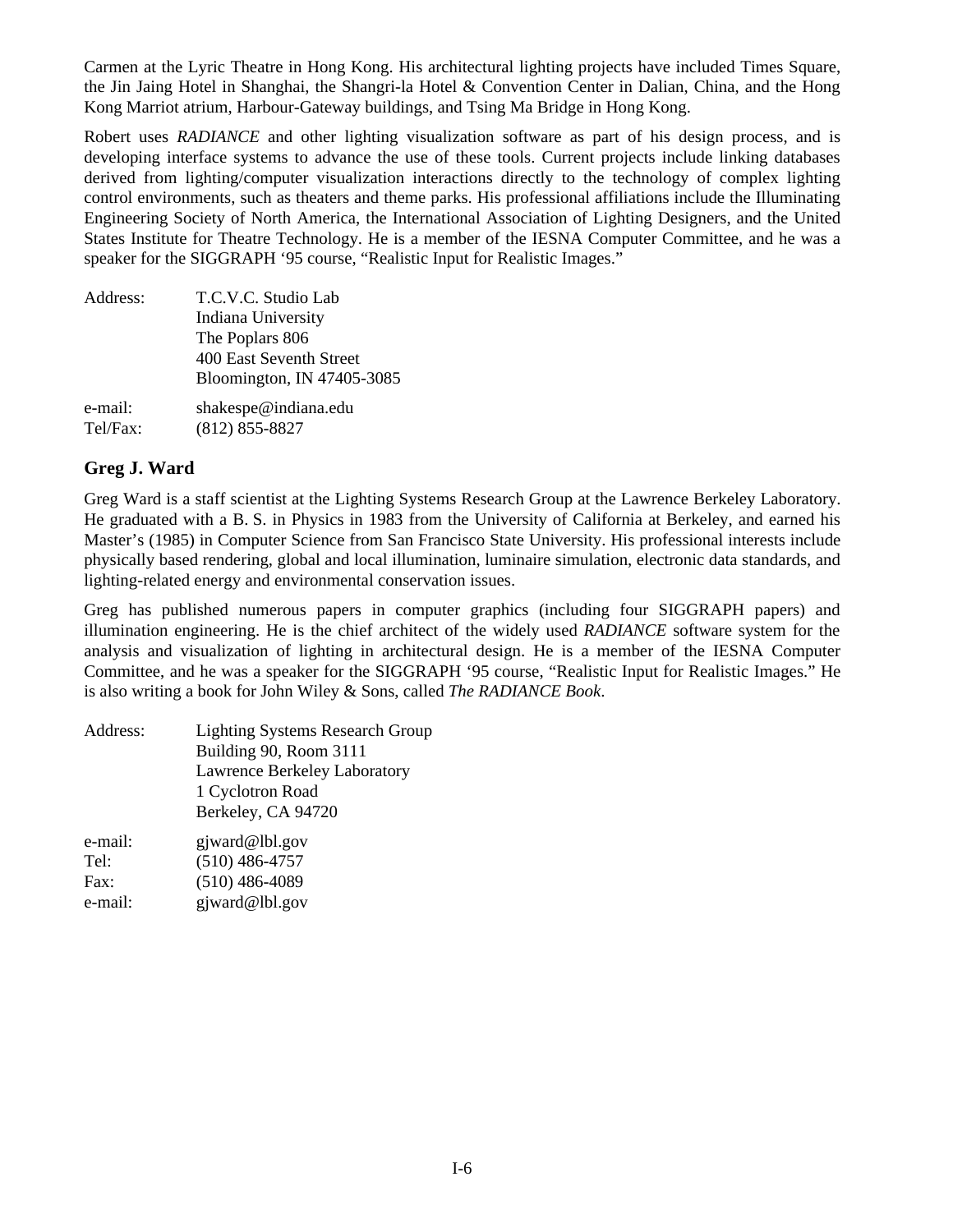Carmen at the Lyric Theatre in Hong Kong. His architectural lighting projects have included Times Square, the Jin Jaing Hotel in Shanghai, the Shangri-la Hotel & Convention Center in Dalian, China, and the Hong Kong Marriot atrium, Harbour-Gateway buildings, and Tsing Ma Bridge in Hong Kong.

Robert uses *RADIANCE* and other lighting visualization software as part of his design process, and is developing interface systems to advance the use of these tools. Current projects include linking databases derived from lighting/computer visualization interactions directly to the technology of complex lighting control environments, such as theaters and theme parks. His professional affiliations include the Illuminating Engineering Society of North America, the International Association of Lighting Designers, and the United States Institute for Theatre Technology. He is a member of the IESNA Computer Committee, and he was a speaker for the SIGGRAPH '95 course, "Realistic Input for Realistic Images."

Address: T.C.V.C. Studio Lab
Indiana University
The Poplars 806
400 East Seventh Street
Bloomington, IN 47405-3085

e-mail: shakespe@indiana.edu
Tel/Fax: (812) 855-8827

### Greg J. Ward

Greg Ward is a staff scientist at the Lighting Systems Research Group at the Lawrence Berkeley Laboratory. He graduated with a B. S. in Physics in 1983 from the University of California at Berkeley, and earned his Master's (1985) in Computer Science from San Francisco State University. His professional interests include physically based rendering, global and local illumination, luminaire simulation, electronic data standards, and lighting-related energy and environmental conservation issues.

Greg has published numerous papers in computer graphics (including four SIGGRAPH papers) and illumination engineering. He is the chief architect of the widely used *RADIANCE* software system for the analysis and visualization of lighting in architectural design. He is a member of the IESNA Computer Committee, and he was a speaker for the SIGGRAPH '95 course, "Realistic Input for Realistic Images." He is also writing a book for John Wiley & Sons, called *The RADIANCE Book*.

Address: Lighting Systems Research Group
Building 90, Room 3111
Lawrence Berkeley Laboratory
1 Cyclotron Road
Berkeley, CA 94720

e-mail: gjward@lbl.gov
Tel: (510) 486-4757
Fax: (510) 486-4089
e-mail: gjward@lbl.gov